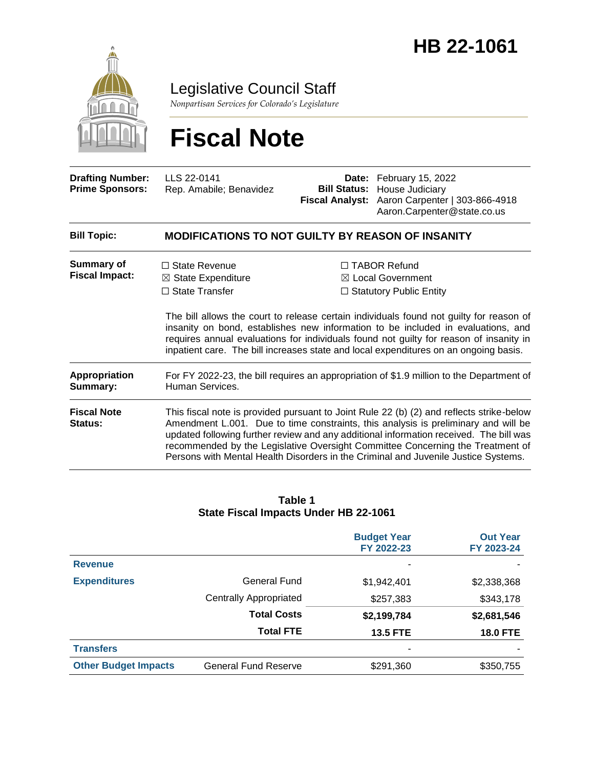# HB 22-1061

# Legislative Council Staff

*Nonpartisan Services for Colorado's Legislature*

# Fiscal Note

| | | | |
|---|---|---|---|
| **Drafting Number:** | LLS 22-0141 | **Date:** | February 15, 2022 |
| **Prime Sponsors:** | Rep. Amabile; Benavidez | **Bill Status:** | House Judiciary |
| | | **Fiscal Analyst:** | Aaron Carpenter \| 303-866-4918 Aaron.Carpenter@state.co.us |

**Bill Topic:** **MODIFICATIONS TO NOT GUILTY BY REASON OF INSANITY**

**Summary of Fiscal Impact:**

☐ State Revenue
☒ State Expenditure
☐ State Transfer
☐ TABOR Refund
☒ Local Government
☐ Statutory Public Entity

The bill allows the court to release certain individuals found not guilty for reason of insanity on bond, establishes new information to be included in evaluations, and requires annual evaluations for individuals found not guilty for reason of insanity in inpatient care. The bill increases state and local expenditures on an ongoing basis.

**Appropriation Summary:** For FY 2022-23, the bill requires an appropriation of $1.9 million to the Department of Human Services.

**Fiscal Note Status:** This fiscal note is provided pursuant to Joint Rule 22 (b) (2) and reflects strike-below Amendment L.001. Due to time constraints, this analysis is preliminary and will be updated following further review and any additional information received. The bill was recommended by the Legislative Oversight Committee Concerning the Treatment of Persons with Mental Health Disorders in the Criminal and Juvenile Justice Systems.

**Table 1**
**State Fiscal Impacts Under HB 22-1061**

| | | Budget Year FY 2022-23 | Out Year FY 2023-24 |
|---|---|---|---|
| **Revenue** | | - | - |
| **Expenditures** | General Fund | $1,942,401 | $2,338,368 |
| | Centrally Appropriated | $257,383 | $343,178 |
| | **Total Costs** | **$2,199,784** | **$2,681,546** |
| | **Total FTE** | **13.5 FTE** | **18.0 FTE** |
| **Transfers** | | - | - |
| **Other Budget Impacts** | General Fund Reserve | $291,360 | $350,755 |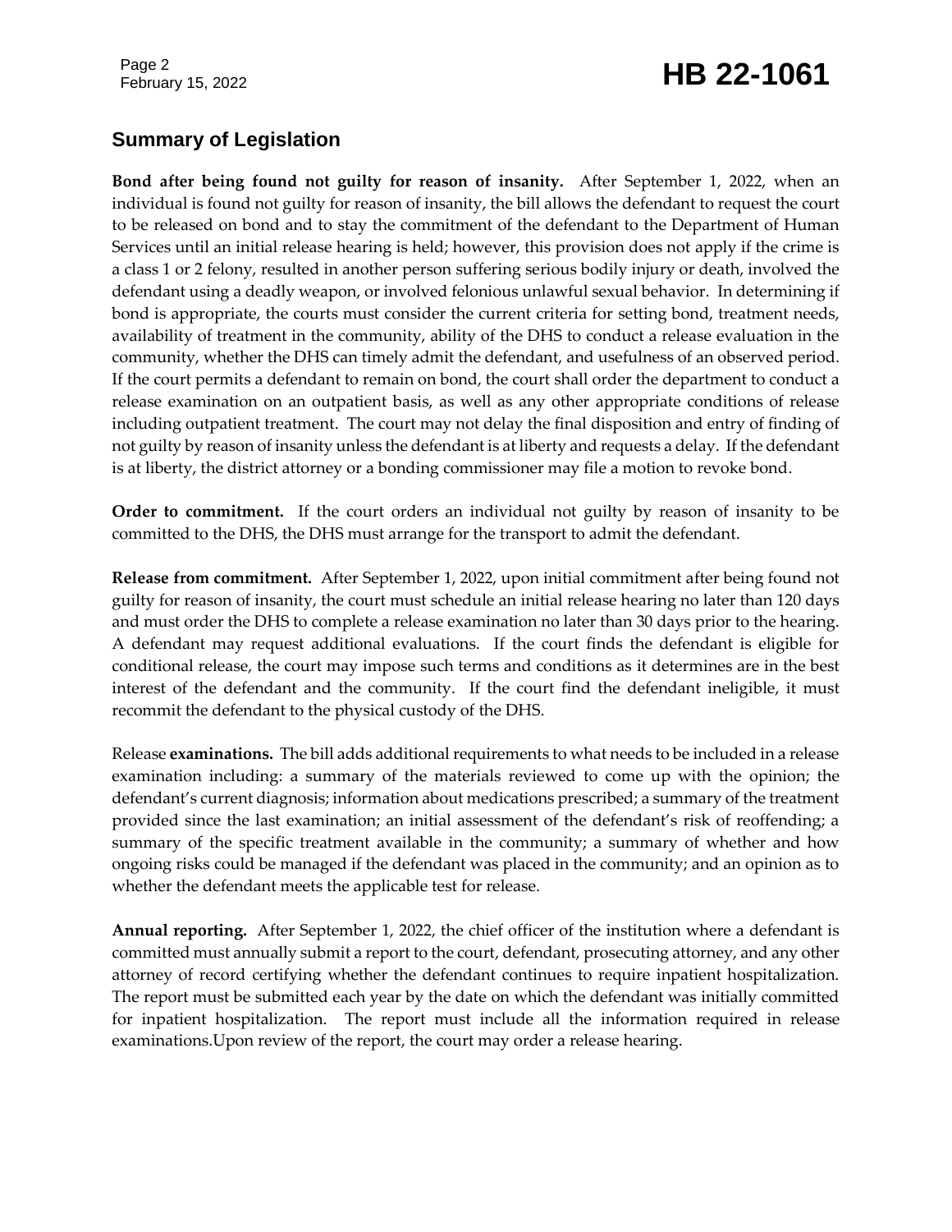## Summary of Legislation

**Bond after being found not guilty for reason of insanity.** After September 1, 2022, when an individual is found not guilty for reason of insanity, the bill allows the defendant to request the court to be released on bond and to stay the commitment of the defendant to the Department of Human Services until an initial release hearing is held; however, this provision does not apply if the crime is a class 1 or 2 felony, resulted in another person suffering serious bodily injury or death, involved the defendant using a deadly weapon, or involved felonious unlawful sexual behavior. In determining if bond is appropriate, the courts must consider the current criteria for setting bond, treatment needs, availability of treatment in the community, ability of the DHS to conduct a release evaluation in the community, whether the DHS can timely admit the defendant, and usefulness of an observed period. If the court permits a defendant to remain on bond, the court shall order the department to conduct a release examination on an outpatient basis, as well as any other appropriate conditions of release including outpatient treatment. The court may not delay the final disposition and entry of finding of not guilty by reason of insanity unless the defendant is at liberty and requests a delay. If the defendant is at liberty, the district attorney or a bonding commissioner may file a motion to revoke bond.

**Order to commitment.** If the court orders an individual not guilty by reason of insanity to be committed to the DHS, the DHS must arrange for the transport to admit the defendant.

**Release from commitment.** After September 1, 2022, upon initial commitment after being found not guilty for reason of insanity, the court must schedule an initial release hearing no later than 120 days and must order the DHS to complete a release examination no later than 30 days prior to the hearing. A defendant may request additional evaluations. If the court finds the defendant is eligible for conditional release, the court may impose such terms and conditions as it determines are in the best interest of the defendant and the community. If the court find the defendant ineligible, it must recommit the defendant to the physical custody of the DHS.

Release **examinations.** The bill adds additional requirements to what needs to be included in a release examination including: a summary of the materials reviewed to come up with the opinion; the defendant's current diagnosis; information about medications prescribed; a summary of the treatment provided since the last examination; an initial assessment of the defendant's risk of reoffending; a summary of the specific treatment available in the community; a summary of whether and how ongoing risks could be managed if the defendant was placed in the community; and an opinion as to whether the defendant meets the applicable test for release.

**Annual reporting.** After September 1, 2022, the chief officer of the institution where a defendant is committed must annually submit a report to the court, defendant, prosecuting attorney, and any other attorney of record certifying whether the defendant continues to require inpatient hospitalization. The report must be submitted each year by the date on which the defendant was initially committed for inpatient hospitalization. The report must include all the information required in release examinations.Upon review of the report, the court may order a release hearing.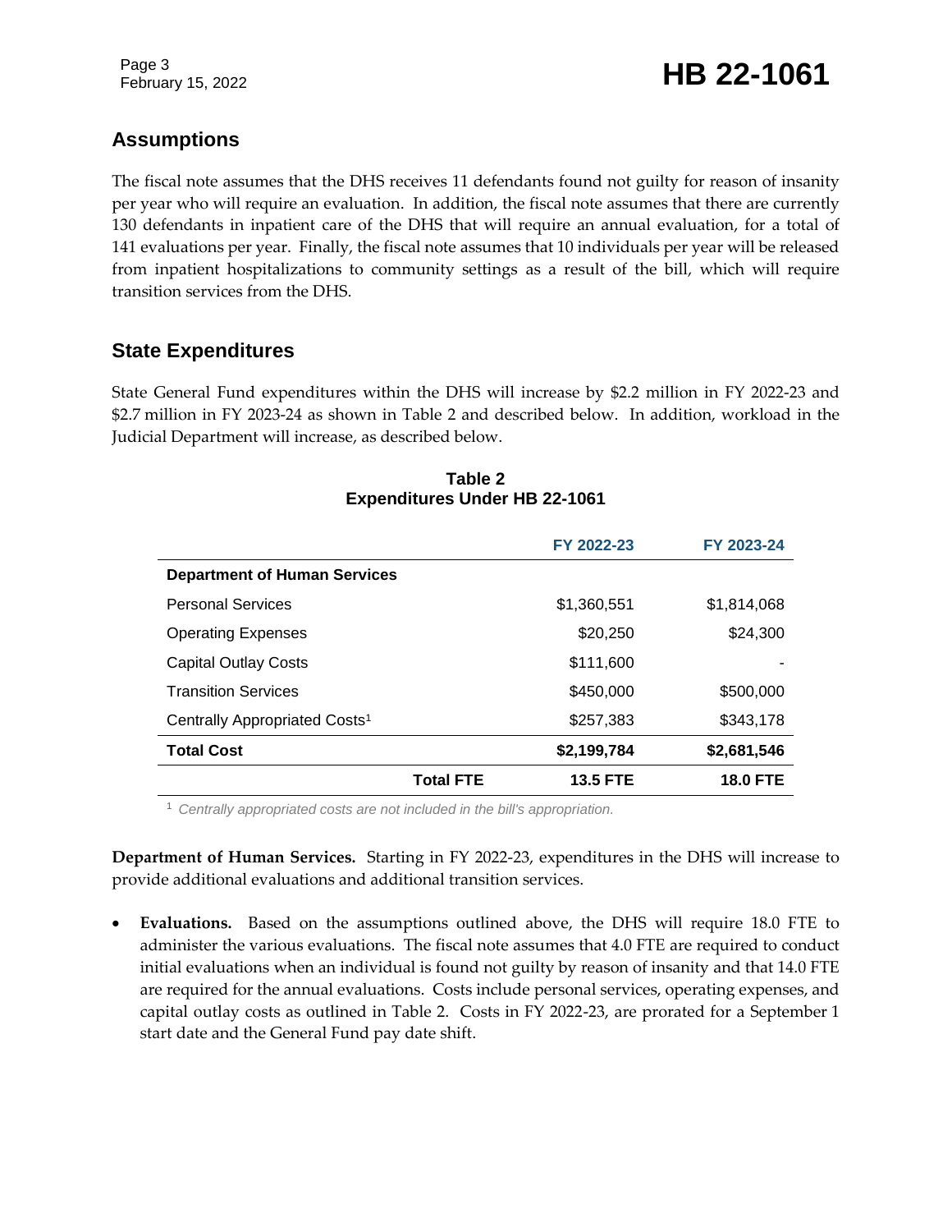## Assumptions

The fiscal note assumes that the DHS receives 11 defendants found not guilty for reason of insanity per year who will require an evaluation. In addition, the fiscal note assumes that there are currently 130 defendants in inpatient care of the DHS that will require an annual evaluation, for a total of 141 evaluations per year. Finally, the fiscal note assumes that 10 individuals per year will be released from inpatient hospitalizations to community settings as a result of the bill, which will require transition services from the DHS.

## State Expenditures

State General Fund expenditures within the DHS will increase by $2.2 million in FY 2022-23 and $2.7 million in FY 2023-24 as shown in Table 2 and described below. In addition, workload in the Judicial Department will increase, as described below.

**Table 2**
**Expenditures Under HB 22-1061**

| | FY 2022-23 | FY 2023-24 |
|---|---|---|
| **Department of Human Services** | | |
| Personal Services | $1,360,551 | $1,814,068 |
| Operating Expenses | $20,250 | $24,300 |
| Capital Outlay Costs | $111,600 | - |
| Transition Services | $450,000 | $500,000 |
| Centrally Appropriated Costs[1] | $257,383 | $343,178 |
| **Total Cost** | **$2,199,784** | **$2,681,546** |
| **Total FTE** | **13.5 FTE** | **18.0 FTE** |

[1] *Centrally appropriated costs are not included in the bill's appropriation.*

**Department of Human Services.** Starting in FY 2022-23, expenditures in the DHS will increase to provide additional evaluations and additional transition services.

- **Evaluations.** Based on the assumptions outlined above, the DHS will require 18.0 FTE to administer the various evaluations. The fiscal note assumes that 4.0 FTE are required to conduct initial evaluations when an individual is found not guilty by reason of insanity and that 14.0 FTE are required for the annual evaluations. Costs include personal services, operating expenses, and capital outlay costs as outlined in Table 2. Costs in FY 2022-23, are prorated for a September 1 start date and the General Fund pay date shift.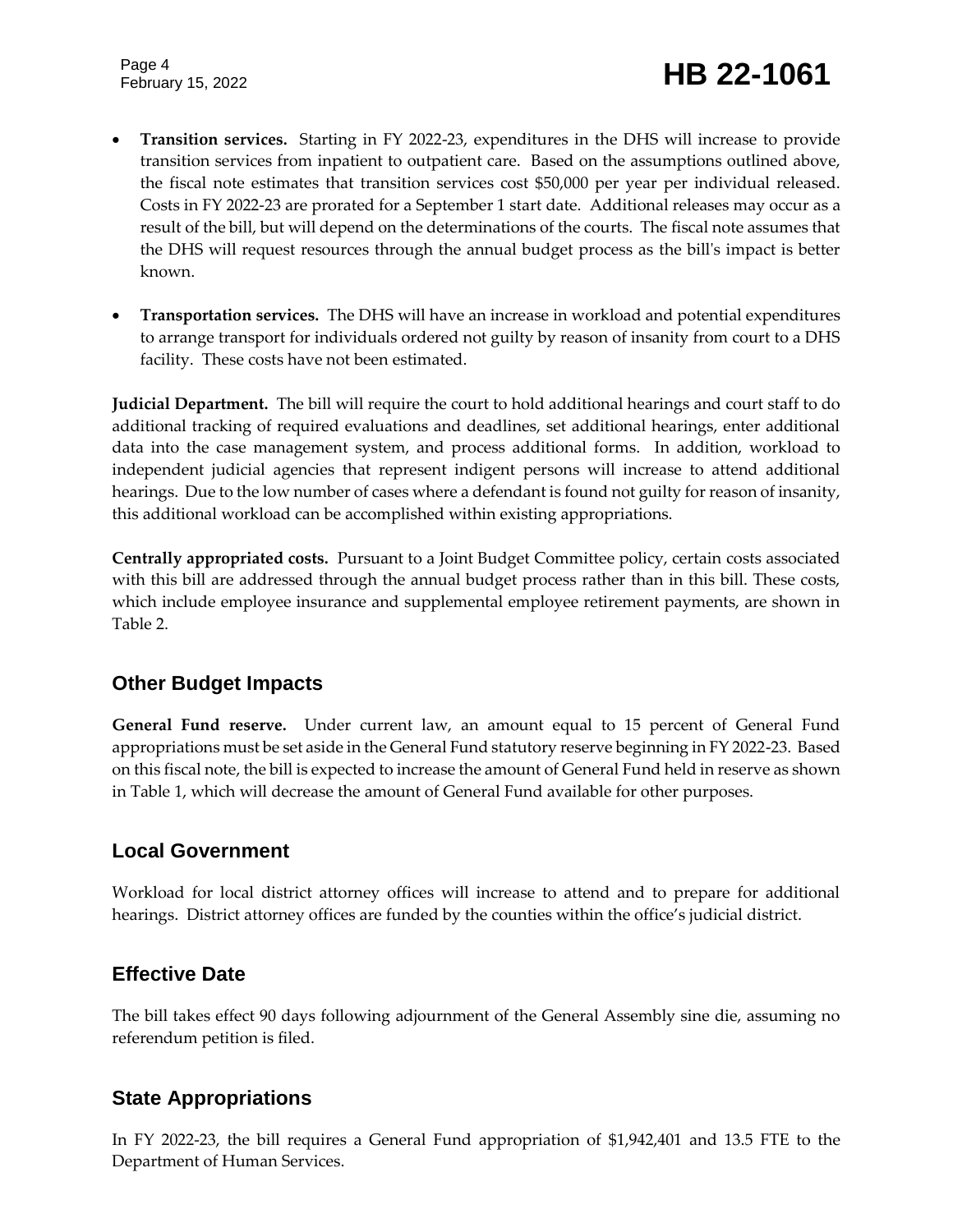- **Transition services.** Starting in FY 2022-23, expenditures in the DHS will increase to provide transition services from inpatient to outpatient care. Based on the assumptions outlined above, the fiscal note estimates that transition services cost $50,000 per year per individual released. Costs in FY 2022-23 are prorated for a September 1 start date. Additional releases may occur as a result of the bill, but will depend on the determinations of the courts. The fiscal note assumes that the DHS will request resources through the annual budget process as the bill's impact is better known.

- **Transportation services.** The DHS will have an increase in workload and potential expenditures to arrange transport for individuals ordered not guilty by reason of insanity from court to a DHS facility. These costs have not been estimated.

**Judicial Department.** The bill will require the court to hold additional hearings and court staff to do additional tracking of required evaluations and deadlines, set additional hearings, enter additional data into the case management system, and process additional forms. In addition, workload to independent judicial agencies that represent indigent persons will increase to attend additional hearings. Due to the low number of cases where a defendant is found not guilty for reason of insanity, this additional workload can be accomplished within existing appropriations.

**Centrally appropriated costs.** Pursuant to a Joint Budget Committee policy, certain costs associated with this bill are addressed through the annual budget process rather than in this bill. These costs, which include employee insurance and supplemental employee retirement payments, are shown in Table 2.

## Other Budget Impacts

**General Fund reserve.** Under current law, an amount equal to 15 percent of General Fund appropriations must be set aside in the General Fund statutory reserve beginning in FY 2022-23. Based on this fiscal note, the bill is expected to increase the amount of General Fund held in reserve as shown in Table 1, which will decrease the amount of General Fund available for other purposes.

## Local Government

Workload for local district attorney offices will increase to attend and to prepare for additional hearings. District attorney offices are funded by the counties within the office's judicial district.

## Effective Date

The bill takes effect 90 days following adjournment of the General Assembly sine die, assuming no referendum petition is filed.

## State Appropriations

In FY 2022-23, the bill requires a General Fund appropriation of $1,942,401 and 13.5 FTE to the Department of Human Services.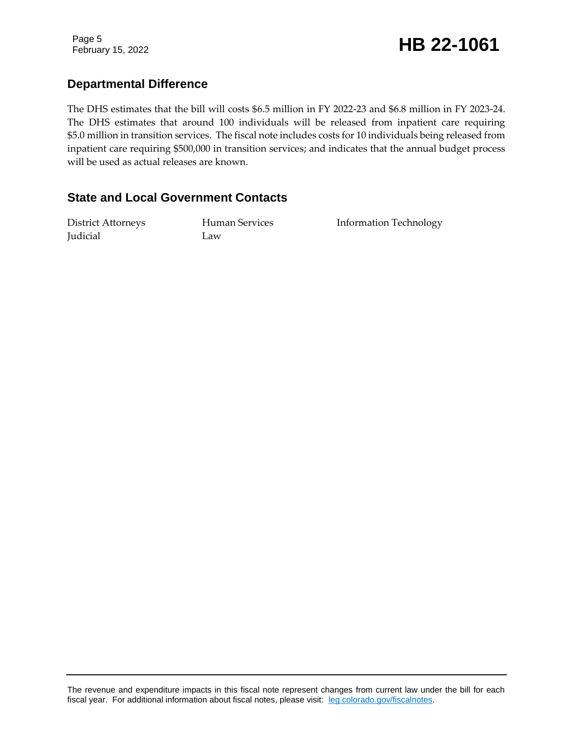## Departmental Difference

The DHS estimates that the bill will costs $6.5 million in FY 2022-23 and $6.8 million in FY 2023-24. The DHS estimates that around 100 individuals will be released from inpatient care requiring $5.0 million in transition services. The fiscal note includes costs for 10 individuals being released from inpatient care requiring $500,000 in transition services; and indicates that the annual budget process will be used as actual releases are known.

## State and Local Government Contacts

| | | |
|---|---|---|
| District Attorneys | Human Services | Information Technology |
| Judicial | Law | |

The revenue and expenditure impacts in this fiscal note represent changes from current law under the bill for each fiscal year. For additional information about fiscal notes, please visit: leg.colorado.gov/fiscalnotes.